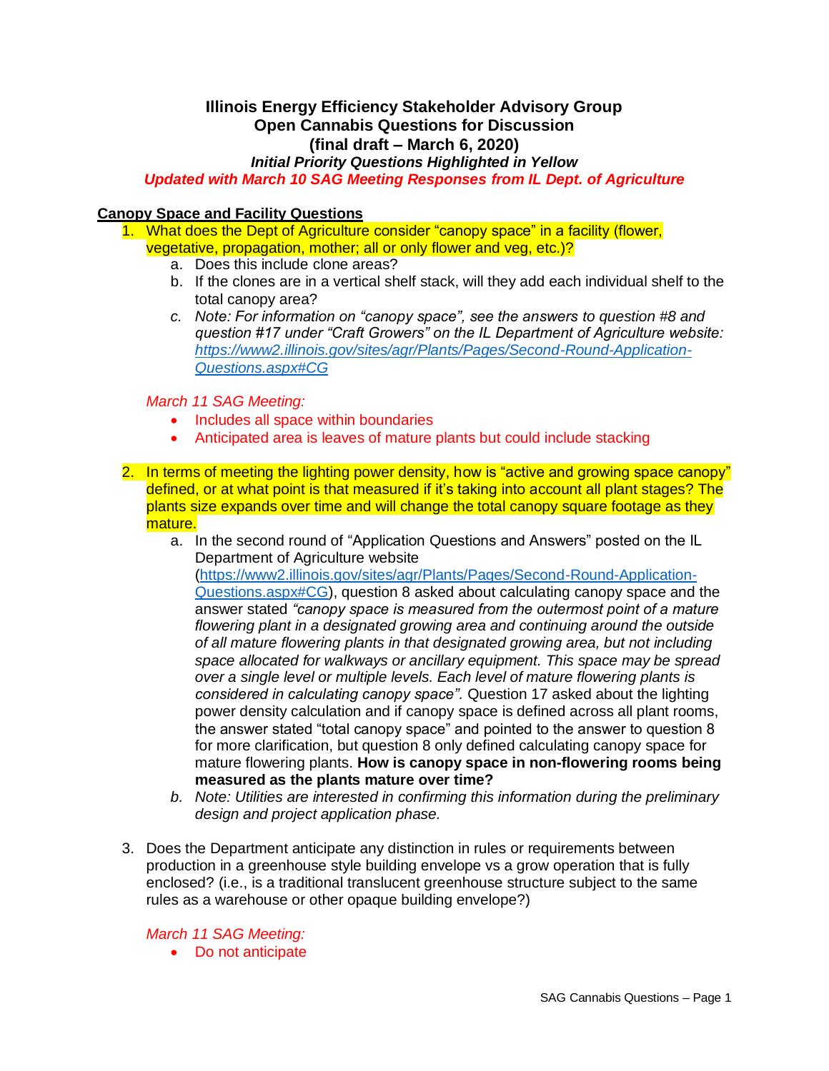**Illinois Energy Efficiency Stakeholder Advisory Group**
**Open Cannabis Questions for Discussion**
**(final draft – March 6, 2020)**
***Initial Priority Questions Highlighted in Yellow***
***Updated with March 10 SAG Meeting Responses from IL Dept. of Agriculture***

## Canopy Space and Facility Questions

1. What does the Dept of Agriculture consider “canopy space” in a facility (flower, vegetative, propagation, mother; all or only flower and veg, etc.)?
   a. Does this include clone areas?
   b. If the clones are in a vertical shelf stack, will they add each individual shelf to the total canopy area?
   c. *Note: For information on “canopy space”, see the answers to question #8 and question #17 under “Craft Growers” on the IL Department of Agriculture website: [https://www2.illinois.gov/sites/agr/Plants/Pages/Second-Round-Application-Questions.aspx#CG](https://www2.illinois.gov/sites/agr/Plants/Pages/Second-Round-Application-Questions.aspx#CG)*

   *March 11 SAG Meeting:*
   - Includes all space within boundaries
   - Anticipated area is leaves of mature plants but could include stacking

2. In terms of meeting the lighting power density, how is “active and growing space canopy” defined, or at what point is that measured if it’s taking into account all plant stages? The plants size expands over time and will change the total canopy square footage as they mature.
   a. In the second round of “Application Questions and Answers” posted on the IL Department of Agriculture website ([https://www2.illinois.gov/sites/agr/Plants/Pages/Second-Round-Application-Questions.aspx#CG](https://www2.illinois.gov/sites/agr/Plants/Pages/Second-Round-Application-Questions.aspx#CG)), question 8 asked about calculating canopy space and the answer stated *“canopy space is measured from the outermost point of a mature flowering plant in a designated growing area and continuing around the outside of all mature flowering plants in that designated growing area, but not including space allocated for walkways or ancillary equipment. This space may be spread over a single level or multiple levels. Each level of mature flowering plants is considered in calculating canopy space”.* Question 17 asked about the lighting power density calculation and if canopy space is defined across all plant rooms, the answer stated “total canopy space” and pointed to the answer to question 8 for more clarification, but question 8 only defined calculating canopy space for mature flowering plants. **How is canopy space in non-flowering rooms being measured as the plants mature over time?**
   b. *Note: Utilities are interested in confirming this information during the preliminary design and project application phase.*

3. Does the Department anticipate any distinction in rules or requirements between production in a greenhouse style building envelope vs a grow operation that is fully enclosed? (i.e., is a traditional translucent greenhouse structure subject to the same rules as a warehouse or other opaque building envelope?)

   *March 11 SAG Meeting:*
   - Do not anticipate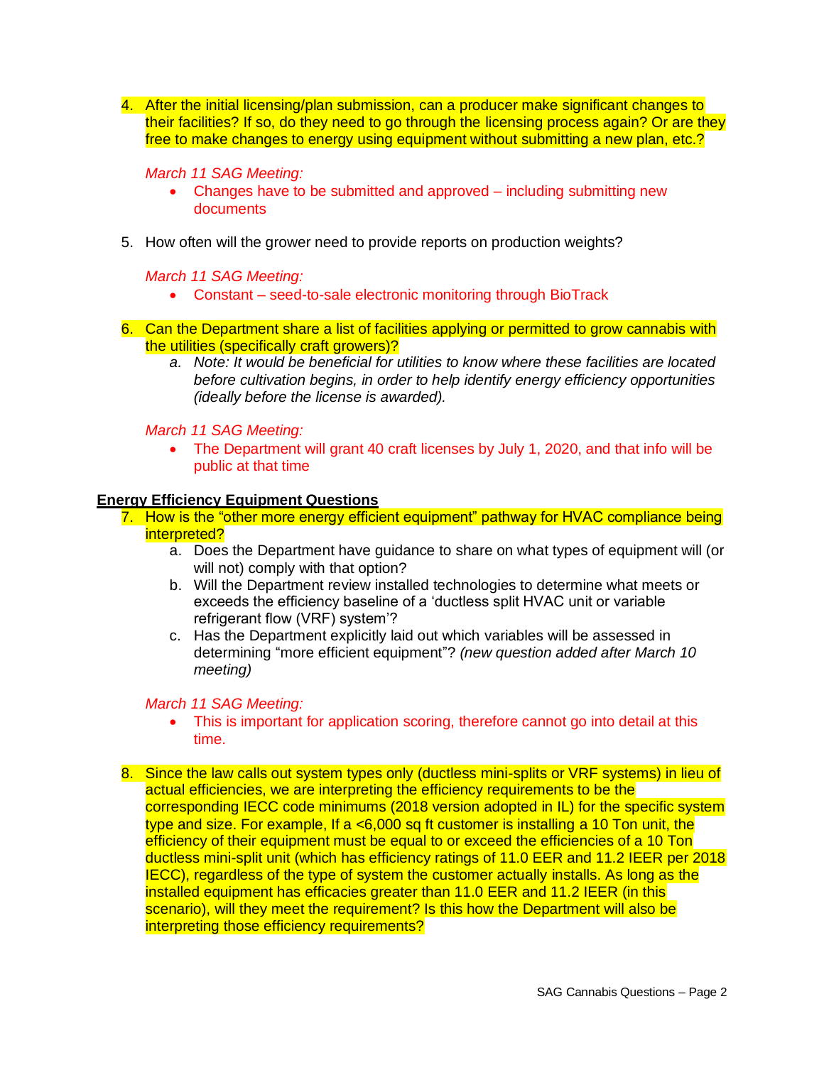4. After the initial licensing/plan submission, can a producer make significant changes to their facilities? If so, do they need to go through the licensing process again? Or are they free to make changes to energy using equipment without submitting a new plan, etc.?

   *March 11 SAG Meeting:*
   - Changes have to be submitted and approved – including submitting new documents

5. How often will the grower need to provide reports on production weights?

   *March 11 SAG Meeting:*
   - Constant – seed-to-sale electronic monitoring through BioTrack

6. Can the Department share a list of facilities applying or permitted to grow cannabis with the utilities (specifically craft growers)?
   a. *Note: It would be beneficial for utilities to know where these facilities are located before cultivation begins, in order to help identify energy efficiency opportunities (ideally before the license is awarded).*

   *March 11 SAG Meeting:*
   - The Department will grant 40 craft licenses by July 1, 2020, and that info will be public at that time

**Energy Efficiency Equipment Questions**

7. How is the "other more energy efficient equipment" pathway for HVAC compliance being interpreted?
   a. Does the Department have guidance to share on what types of equipment will (or will not) comply with that option?
   b. Will the Department review installed technologies to determine what meets or exceeds the efficiency baseline of a 'ductless split HVAC unit or variable refrigerant flow (VRF) system'?
   c. Has the Department explicitly laid out which variables will be assessed in determining "more efficient equipment"? *(new question added after March 10 meeting)*

   *March 11 SAG Meeting:*
   - This is important for application scoring, therefore cannot go into detail at this time.

8. Since the law calls out system types only (ductless mini-splits or VRF systems) in lieu of actual efficiencies, we are interpreting the efficiency requirements to be the corresponding IECC code minimums (2018 version adopted in IL) for the specific system type and size. For example, If a <6,000 sq ft customer is installing a 10 Ton unit, the efficiency of their equipment must be equal to or exceed the efficiencies of a 10 Ton ductless mini-split unit (which has efficiency ratings of 11.0 EER and 11.2 IEER per 2018 IECC), regardless of the type of system the customer actually installs. As long as the installed equipment has efficacies greater than 11.0 EER and 11.2 IEER (in this scenario), will they meet the requirement? Is this how the Department will also be interpreting those efficiency requirements?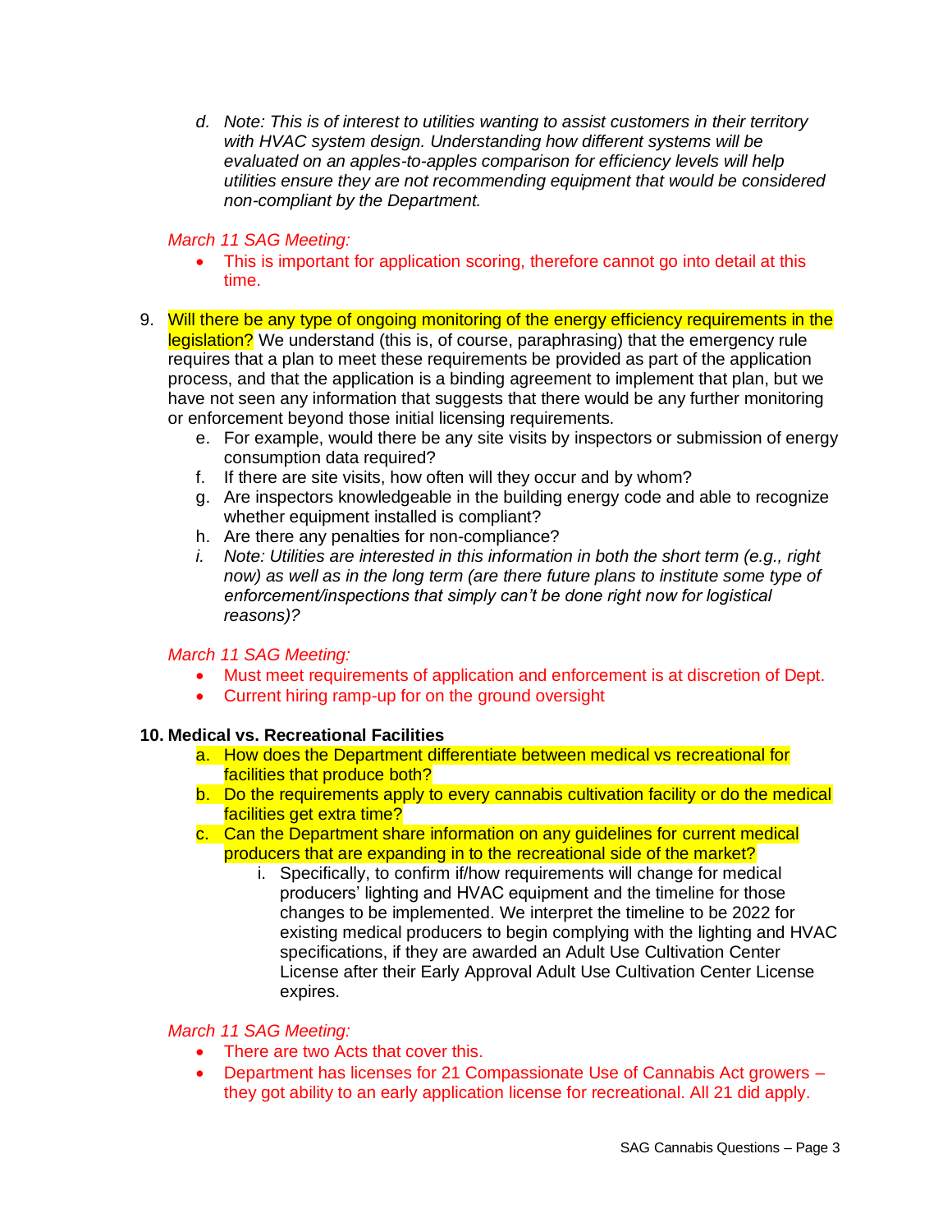d. *Note: This is of interest to utilities wanting to assist customers in their territory with HVAC system design. Understanding how different systems will be evaluated on an apples-to-apples comparison for efficiency levels will help utilities ensure they are not recommending equipment that would be considered non-compliant by the Department.*

*March 11 SAG Meeting:*

- This is important for application scoring, therefore cannot go into detail at this time.

9. Will there be any type of ongoing monitoring of the energy efficiency requirements in the legislation? We understand (this is, of course, paraphrasing) that the emergency rule requires that a plan to meet these requirements be provided as part of the application process, and that the application is a binding agreement to implement that plan, but we have not seen any information that suggests that there would be any further monitoring or enforcement beyond those initial licensing requirements.
   e. For example, would there be any site visits by inspectors or submission of energy consumption data required?
   f. If there are site visits, how often will they occur and by whom?
   g. Are inspectors knowledgeable in the building energy code and able to recognize whether equipment installed is compliant?
   h. Are there any penalties for non-compliance?
   i. *Note: Utilities are interested in this information in both the short term (e.g., right now) as well as in the long term (are there future plans to institute some type of enforcement/inspections that simply can't be done right now for logistical reasons)?*

*March 11 SAG Meeting:*

- Must meet requirements of application and enforcement is at discretion of Dept.
- Current hiring ramp-up for on the ground oversight

**10. Medical vs. Recreational Facilities**

   a. How does the Department differentiate between medical vs recreational for facilities that produce both?
   b. Do the requirements apply to every cannabis cultivation facility or do the medical facilities get extra time?
   c. Can the Department share information on any guidelines for current medical producers that are expanding in to the recreational side of the market?
      i. Specifically, to confirm if/how requirements will change for medical producers' lighting and HVAC equipment and the timeline for those changes to be implemented. We interpret the timeline to be 2022 for existing medical producers to begin complying with the lighting and HVAC specifications, if they are awarded an Adult Use Cultivation Center License after their Early Approval Adult Use Cultivation Center License expires.

*March 11 SAG Meeting:*

- There are two Acts that cover this.
- Department has licenses for 21 Compassionate Use of Cannabis Act growers – they got ability to an early application license for recreational. All 21 did apply.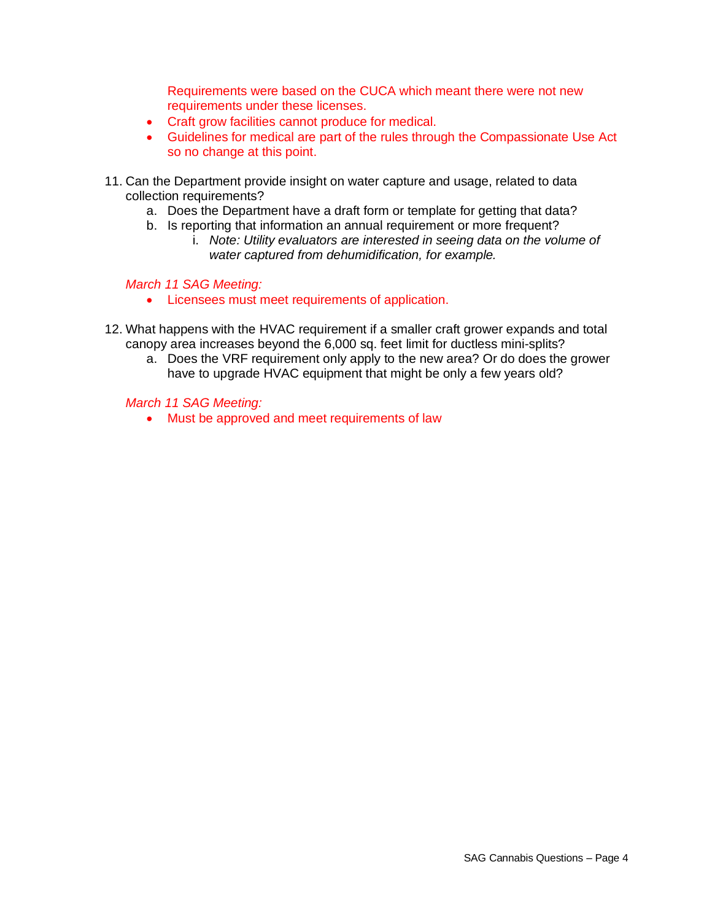Requirements were based on the CUCA which meant there were not new requirements under these licenses.

- Craft grow facilities cannot produce for medical.
- Guidelines for medical are part of the rules through the Compassionate Use Act so no change at this point.

11. Can the Department provide insight on water capture and usage, related to data collection requirements?
    a. Does the Department have a draft form or template for getting that data?
    b. Is reporting that information an annual requirement or more frequent?
        i. *Note: Utility evaluators are interested in seeing data on the volume of water captured from dehumidification, for example.*

*March 11 SAG Meeting:*

- Licensees must meet requirements of application.

12. What happens with the HVAC requirement if a smaller craft grower expands and total canopy area increases beyond the 6,000 sq. feet limit for ductless mini-splits?
    a. Does the VRF requirement only apply to the new area? Or do does the grower have to upgrade HVAC equipment that might be only a few years old?

*March 11 SAG Meeting:*

- Must be approved and meet requirements of law